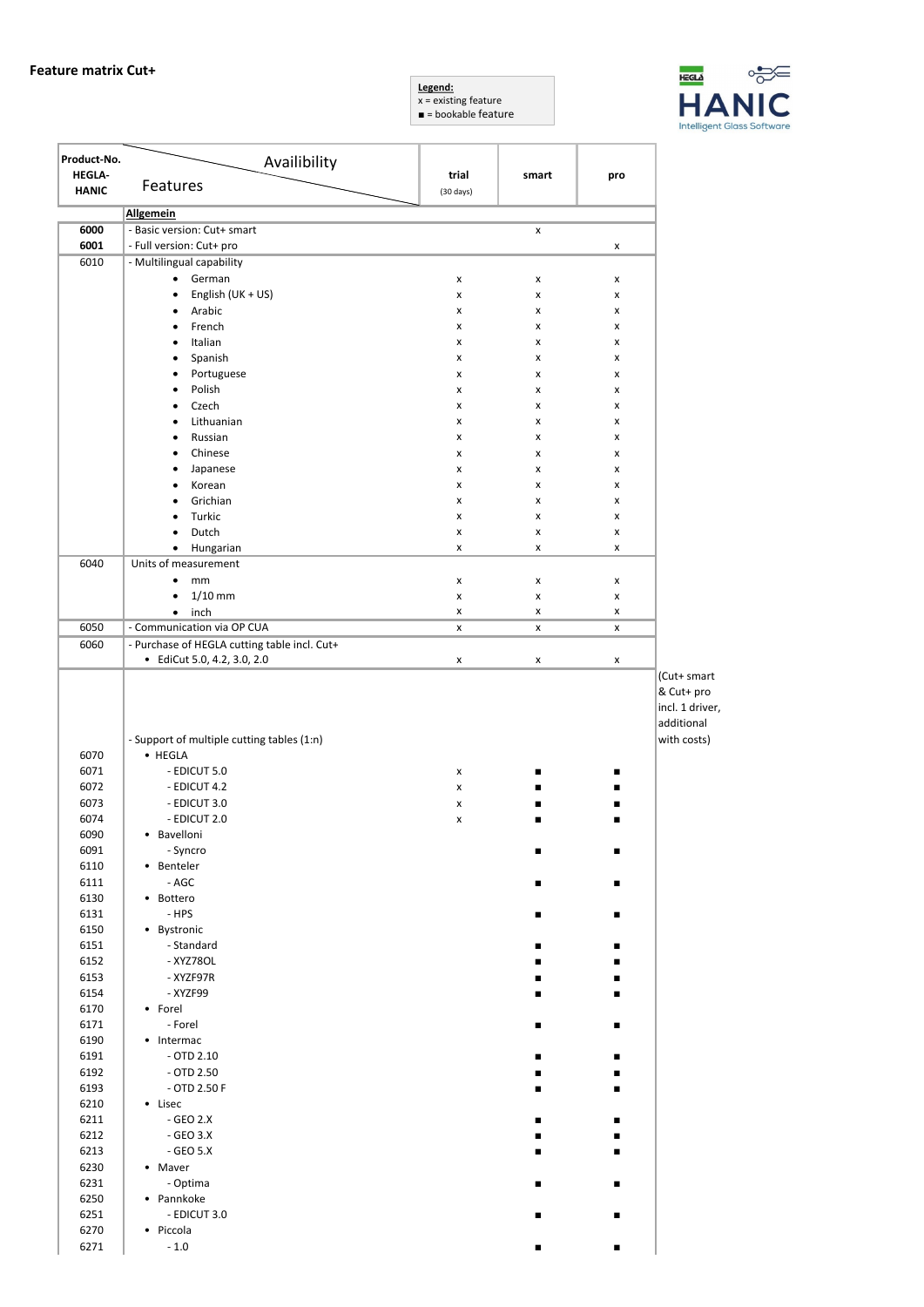# Feature matrix Cut+

**Legend:**
x = existing feature
■ = bookable feature

| Product-No. HEGLA-HANIC | Features / Availibility | trial (30 days) | smart | pro | |
|---|---|---|---|---|---|
| | **Allgemein** | | | | |
| **6000** | - Basic version: Cut+ smart | | x | | |
| **6001** | - Full version: Cut+ pro | | | x | |
| 6010 | - Multilingual capability | | | | |
| | • German | x | x | x | |
| | • English (UK + US) | x | x | x | |
| | • Arabic | x | x | x | |
| | • French | x | x | x | |
| | • Italian | x | x | x | |
| | • Spanish | x | x | x | |
| | • Portuguese | x | x | x | |
| | • Polish | x | x | x | |
| | • Czech | x | x | x | |
| | • Lithuanian | x | x | x | |
| | • Russian | x | x | x | |
| | • Chinese | x | x | x | |
| | • Japanese | x | x | x | |
| | • Korean | x | x | x | |
| | • Grichian | x | x | x | |
| | • Turkic | x | x | x | |
| | • Dutch | x | x | x | |
| | • Hungarian | x | x | x | |
| 6040 | Units of measurement | | | | |
| | • mm | x | x | x | |
| | • 1/10 mm | x | x | x | |
| | • inch | x | x | x | |
| 6050 | - Communication via OP CUA | x | x | x | |
| 6060 | - Purchase of HEGLA cutting table incl. Cut+ | | | | |
| | • EdiCut 5.0, 4.2, 3.0, 2.0 | x | x | x | |
| | - Support of multiple cutting tables (1:n) | | | | (Cut+ smart & Cut+ pro incl. 1 driver, additional with costs) |
| 6070 | • HEGLA | | | | |
| 6071 | - EDICUT 5.0 | x | ■ | ■ | |
| 6072 | - EDICUT 4.2 | x | ■ | ■ | |
| 6073 | - EDICUT 3.0 | x | ■ | ■ | |
| 6074 | - EDICUT 2.0 | x | ■ | ■ | |
| 6090 | • Bavelloni | | | | |
| 6091 | - Syncro | | ■ | ■ | |
| 6110 | • Benteler | | | | |
| 6111 | - AGC | | ■ | ■ | |
| 6130 | • Bottero | | | | |
| 6131 | - HPS | | ■ | ■ | |
| 6150 | • Bystronic | | | | |
| 6151 | - Standard | | ■ | ■ | |
| 6152 | - XYZ78OL | | ■ | ■ | |
| 6153 | - XYZF97R | | ■ | ■ | |
| 6154 | - XYZF99 | | ■ | ■ | |
| 6170 | • Forel | | | | |
| 6171 | - Forel | | ■ | ■ | |
| 6190 | • Intermac | | | | |
| 6191 | - OTD 2.10 | | ■ | ■ | |
| 6192 | - OTD 2.50 | | ■ | ■ | |
| 6193 | - OTD 2.50 F | | ■ | ■ | |
| 6210 | • Lisec | | | | |
| 6211 | - GEO 2.X | | ■ | ■ | |
| 6212 | - GEO 3.X | | ■ | ■ | |
| 6213 | - GEO 5.X | | ■ | ■ | |
| 6230 | • Maver | | | | |
| 6231 | - Optima | | ■ | ■ | |
| 6250 | • Pannkoke | | | | |
| 6251 | - EDICUT 3.0 | | ■ | ■ | |
| 6270 | • Piccola | | | | |
| 6271 | - 1.0 | | ■ | ■ | |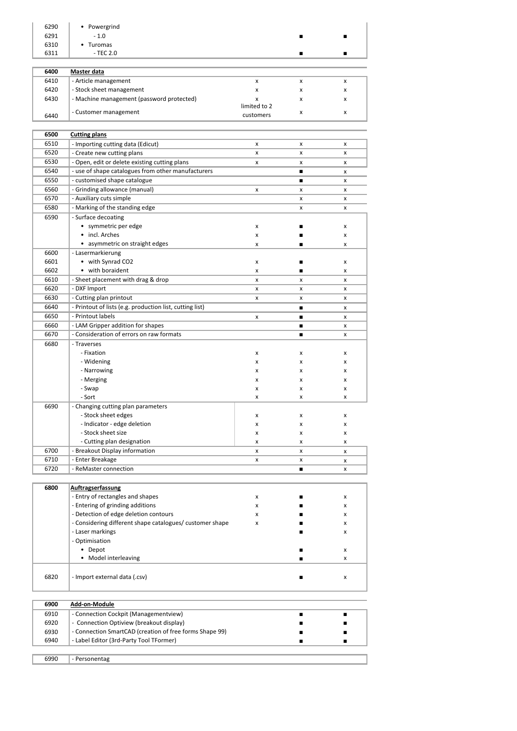| | | | | |
|---|---|---|---|---|
| 6290 | • Powergrind | | | |
| 6291 | - 1.0 | | ■ | ■ |
| 6310 | • Turomas | | | |
| 6311 | - TEC 2.0 | | ■ | ■ |
| **6400** | **Master data** | | | |
| 6410 | - Article management | x | x | x |
| 6420 | - Stock sheet management | x | x | x |
| 6430 | - Machine management (password protected) | x | x | x |
| 6440 | - Customer management | limited to 2 customers | x | x |
| **6500** | **Cutting plans** | | | |
| 6510 | - Importing cutting data (Edicut) | x | x | x |
| 6520 | - Create new cutting plans | x | x | x |
| 6530 | - Open, edit or delete existing cutting plans | x | x | x |
| 6540 | - use of shape catalogues from other manufacturers | | ■ | x |
| 6550 | - customised shape catalogue | | ■ | x |
| 6560 | - Grinding allowance (manual) | x | x | x |
| 6570 | - Auxiliary cuts simple | | x | x |
| 6580 | - Marking of the standing edge | | x | x |
| 6590 | - Surface decoating | | | |
| | • symmetric per edge | x | ■ | x |
| | • incl. Arches | x | ■ | x |
| | • asymmetric on straight edges | x | ■ | x |
| 6600 | - Lasermarkierung | | | |
| 6601 | • with Synrad CO2 | x | ■ | x |
| 6602 | • with boraident | x | ■ | x |
| 6610 | - Sheet placement with drag & drop | x | x | x |
| 6620 | - DXF Import | x | x | x |
| 6630 | - Cutting plan printout | x | x | x |
| 6640 | - Printout of lists (e.g. production list, cutting list) | | ■ | x |
| 6650 | - Printout labels | x | ■ | x |
| 6660 | - LAM Gripper addition for shapes | | ■ | x |
| 6670 | - Consideration of errors on raw formats | | ■ | x |
| 6680 | - Traverses | | | |
| | - Fixation | x | x | x |
| | - Widening | x | x | x |
| | - Narrowing | x | x | x |
| | - Merging | x | x | x |
| | - Swap | x | x | x |
| | - Sort | x | x | x |
| 6690 | - Changing cutting plan parameters | | | |
| | - Stock sheet edges | x | x | x |
| | - Indicator - edge deletion | x | x | x |
| | - Stock sheet size | x | x | x |
| | - Cutting plan designation | x | x | x |
| 6700 | - Breakout Display information | x | x | x |
| 6710 | - Enter Breakage | x | x | x |
| 6720 | - ReMaster connection | | ■ | x |
| **6800** | **Auftragserfassung** | | | |
| | - Entry of rectangles and shapes | x | ■ | x |
| | - Entering of grinding additions | x | ■ | x |
| | - Detection of edge deletion contours | x | ■ | x |
| | - Considering different shape catalogues/ customer shape | x | ■ | x |
| | - Laser markings | | ■ | x |
| | - Optimisation | | | |
| | • Depot | | ■ | x |
| | • Model interleaving | | ■ | x |
| 6820 | - Import external data (.csv) | | ■ | x |
| **6900** | **Add-on-Module** | | | |
| 6910 | - Connection Cockpit (Managementview) | | ■ | ■ |
| 6920 | - Connection Optiview (breakout display) | | ■ | ■ |
| 6930 | - Connection SmartCAD (creation of free forms Shape 99) | | ■ | ■ |
| 6940 | - Label Editor (3rd-Party Tool TFormer) | | ■ | ■ |
| 6990 | - Personentag | | | |